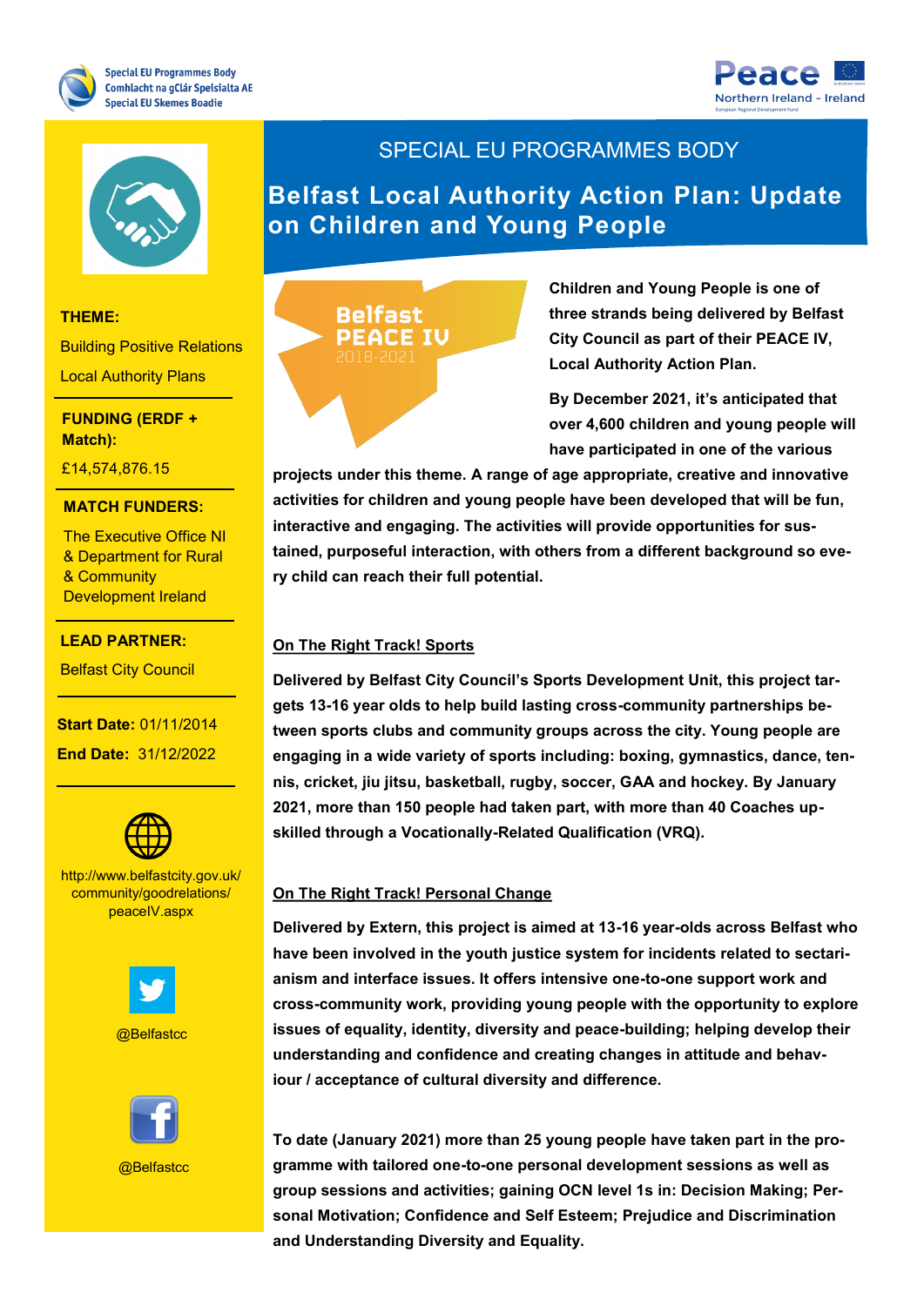Special EU Programmes Body
Comhlacht na gClár Speisialta AE
Special EU Skemes Boadie

Peace
Northern Ireland - Ireland

## SPECIAL EU PROGRAMMES BODY

# Belfast Local Authority Action Plan: Update on Children and Young People

**THEME:**

Building Positive Relations

Local Authority Plans

**FUNDING (ERDF + Match):**

£14,574,876.15

**MATCH FUNDERS:**

The Executive Office NI & Department for Rural & Community Development Ireland

**LEAD PARTNER:**

Belfast City Council

**Start Date:** 01/11/2014

**End Date:** 31/12/2022

http://www.belfastcity.gov.uk/community/goodrelations/peaceIV.aspx

@Belfastcc

@Belfastcc

Belfast PEACE IV 2018-2021

**Children and Young People is one of three strands being delivered by Belfast City Council as part of their PEACE IV, Local Authority Action Plan.**

**By December 2021, it's anticipated that over 4,600 children and young people will have participated in one of the various projects under this theme. A range of age appropriate, creative and innovative activities for children and young people have been developed that will be fun, interactive and engaging. The activities will provide opportunities for sustained, purposeful interaction, with others from a different background so every child can reach their full potential.**

### On The Right Track! Sports

**Delivered by Belfast City Council's Sports Development Unit, this project targets 13-16 year olds to help build lasting cross-community partnerships between sports clubs and community groups across the city. Young people are engaging in a wide variety of sports including: boxing, gymnastics, dance, tennis, cricket, jiu jitsu, basketball, rugby, soccer, GAA and hockey. By January 2021, more than 150 people had taken part, with more than 40 Coaches upskilled through a Vocationally-Related Qualification (VRQ).**

### On The Right Track! Personal Change

**Delivered by Extern, this project is aimed at 13-16 year-olds across Belfast who have been involved in the youth justice system for incidents related to sectarianism and interface issues. It offers intensive one-to-one support work and cross-community work, providing young people with the opportunity to explore issues of equality, identity, diversity and peace-building; helping develop their understanding and confidence and creating changes in attitude and behaviour / acceptance of cultural diversity and difference.**

**To date (January 2021) more than 25 young people have taken part in the programme with tailored one-to-one personal development sessions as well as group sessions and activities; gaining OCN level 1s in: Decision Making; Personal Motivation; Confidence and Self Esteem; Prejudice and Discrimination and Understanding Diversity and Equality.**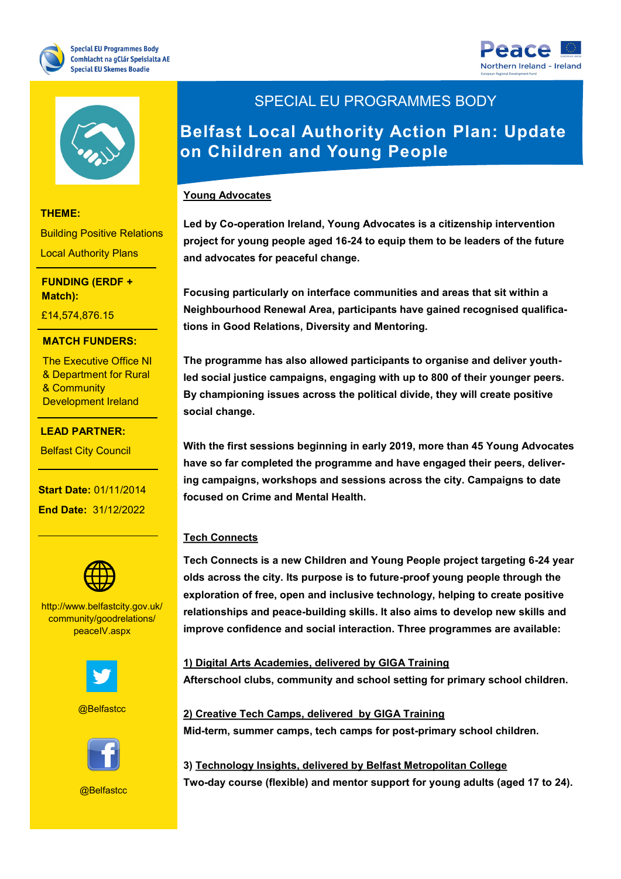Special EU Programmes Body
Comhlacht na gClár Speisialta AE
Special EU Skemes Boadie

Peace
Northern Ireland - Ireland

SPECIAL EU PROGRAMMES BODY

# Belfast Local Authority Action Plan: Update on Children and Young People

**THEME:**

Building Positive Relations

Local Authority Plans

**FUNDING (ERDF + Match):**

£14,574,876.15

**MATCH FUNDERS:**

The Executive Office NI & Department for Rural & Community Development Ireland

**LEAD PARTNER:**

Belfast City Council

**Start Date:** 01/11/2014

**End Date:** 31/12/2022

http://www.belfastcity.gov.uk/community/goodrelations/peaceIV.aspx

@Belfastcc

@Belfastcc

## Young Advocates

**Led by Co-operation Ireland, Young Advocates is a citizenship intervention project for young people aged 16-24 to equip them to be leaders of the future and advocates for peaceful change.**

**Focusing particularly on interface communities and areas that sit within a Neighbourhood Renewal Area, participants have gained recognised qualifications in Good Relations, Diversity and Mentoring.**

**The programme has also allowed participants to organise and deliver youth-led social justice campaigns, engaging with up to 800 of their younger peers. By championing issues across the political divide, they will create positive social change.**

**With the first sessions beginning in early 2019, more than 45 Young Advocates have so far completed the programme and have engaged their peers, delivering campaigns, workshops and sessions across the city. Campaigns to date focused on Crime and Mental Health.**

## Tech Connects

**Tech Connects is a new Children and Young People project targeting 6-24 year olds across the city. Its purpose is to future-proof young people through the exploration of free, open and inclusive technology, helping to create positive relationships and peace-building skills. It also aims to develop new skills and improve confidence and social interaction. Three programmes are available:**

**1) Digital Arts Academies, delivered by GIGA Training**

**Afterschool clubs, community and school setting for primary school children.**

**2) Creative Tech Camps, delivered by GIGA Training**

**Mid-term, summer camps, tech camps for post-primary school children.**

**3) Technology Insights, delivered by Belfast Metropolitan College**

**Two-day course (flexible) and mentor support for young adults (aged 17 to 24).**